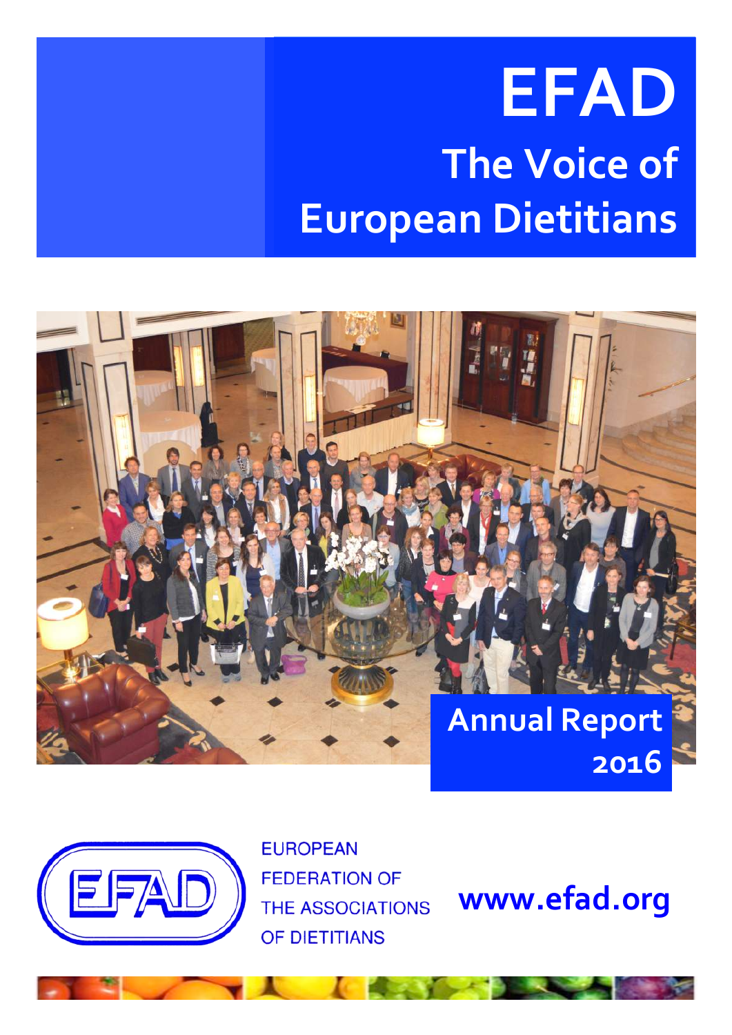# EFAD

## The Voice of European Dietitians

## Annual Report 2016

EUROPEAN FEDERATION OF THE ASSOCIATIONS OF DIETITIANS

www.efad.org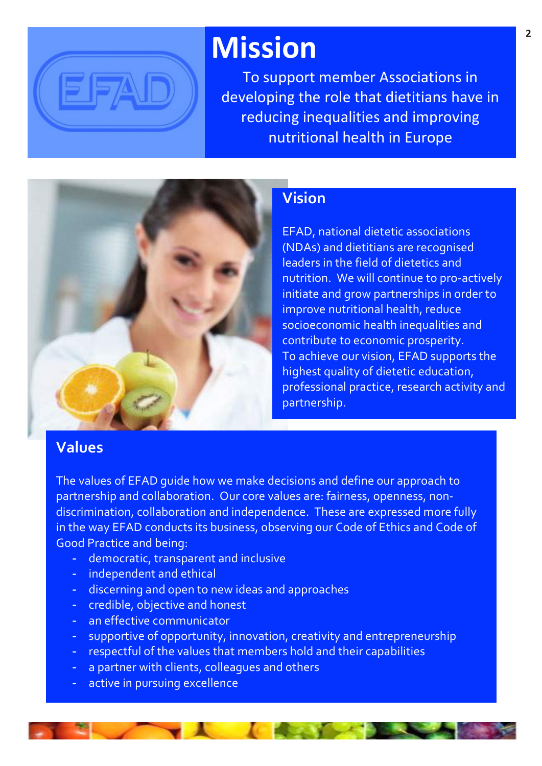# Mission

To support member Associations in developing the role that dietitians have in reducing inequalities and improving nutritional health in Europe

## Vision

EFAD, national dietetic associations (NDAs) and dietitians are recognised leaders in the field of dietetics and nutrition. We will continue to pro-actively initiate and grow partnerships in order to improve nutritional health, reduce socioeconomic health inequalities and contribute to economic prosperity.
To achieve our vision, EFAD supports the highest quality of dietetic education, professional practice, research activity and partnership.

## Values

The values of EFAD guide how we make decisions and define our approach to partnership and collaboration. Our core values are: fairness, openness, non-discrimination, collaboration and independence. These are expressed more fully in the way EFAD conducts its business, observing our Code of Ethics and Code of Good Practice and being:

- democratic, transparent and inclusive
- independent and ethical
- discerning and open to new ideas and approaches
- credible, objective and honest
- an effective communicator
- supportive of opportunity, innovation, creativity and entrepreneurship
- respectful of the values that members hold and their capabilities
- a partner with clients, colleagues and others
- active in pursuing excellence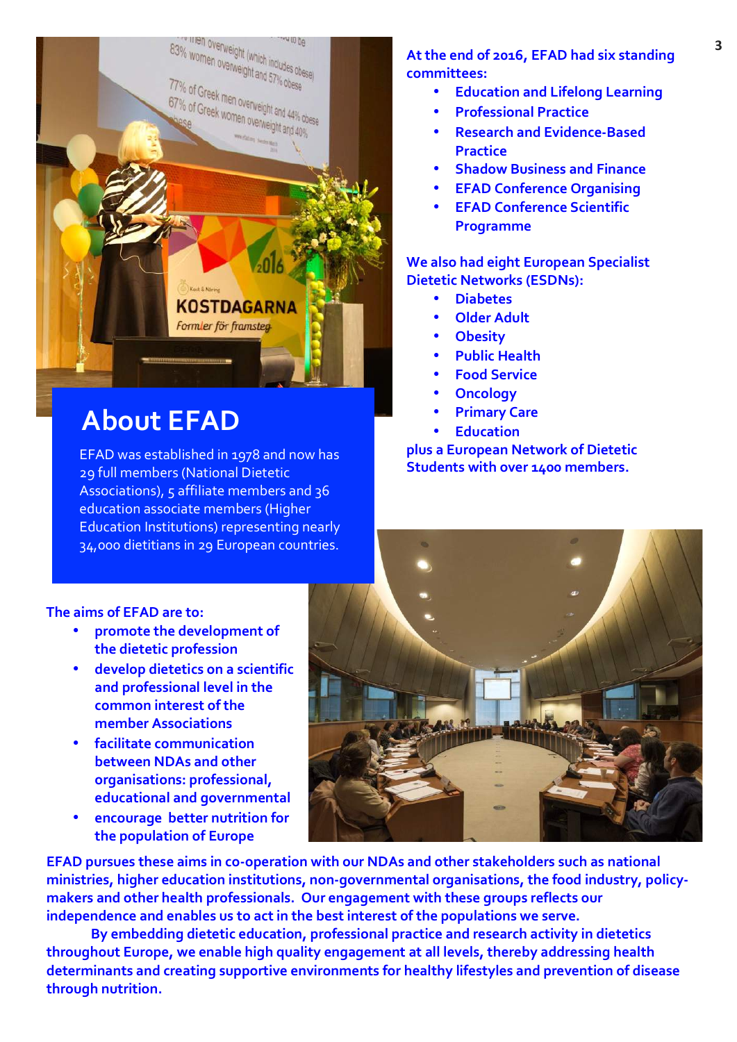## About EFAD

EFAD was established in 1978 and now has 29 full members (National Dietetic Associations), 5 affiliate members and 36 education associate members (Higher Education Institutions) representing nearly 34,000 dietitians in 29 European countries.

**At the end of 2016, EFAD had six standing committees:**

- **Education and Lifelong Learning**
- **Professional Practice**
- **Research and Evidence-Based Practice**
- **Shadow Business and Finance**
- **EFAD Conference Organising**
- **EFAD Conference Scientific Programme**

**We also had eight European Specialist Dietetic Networks (ESDNs):**

- **Diabetes**
- **Older Adult**
- **Obesity**
- **Public Health**
- **Food Service**
- **Oncology**
- **Primary Care**
- **Education**

**plus a European Network of Dietetic Students with over 1400 members.**

**The aims of EFAD are to:**

- **promote the development of the dietetic profession**
- **develop dietetics on a scientific and professional level in the common interest of the member Associations**
- **facilitate communication between NDAs and other organisations: professional, educational and governmental**
- **encourage better nutrition for the population of Europe**

**EFAD pursues these aims in co-operation with our NDAs and other stakeholders such as national ministries, higher education institutions, non-governmental organisations, the food industry, policy-makers and other health professionals. Our engagement with these groups reflects our independence and enables us to act in the best interest of the populations we serve.**

**By embedding dietetic education, professional practice and research activity in dietetics throughout Europe, we enable high quality engagement at all levels, thereby addressing health determinants and creating supportive environments for healthy lifestyles and prevention of disease through nutrition.**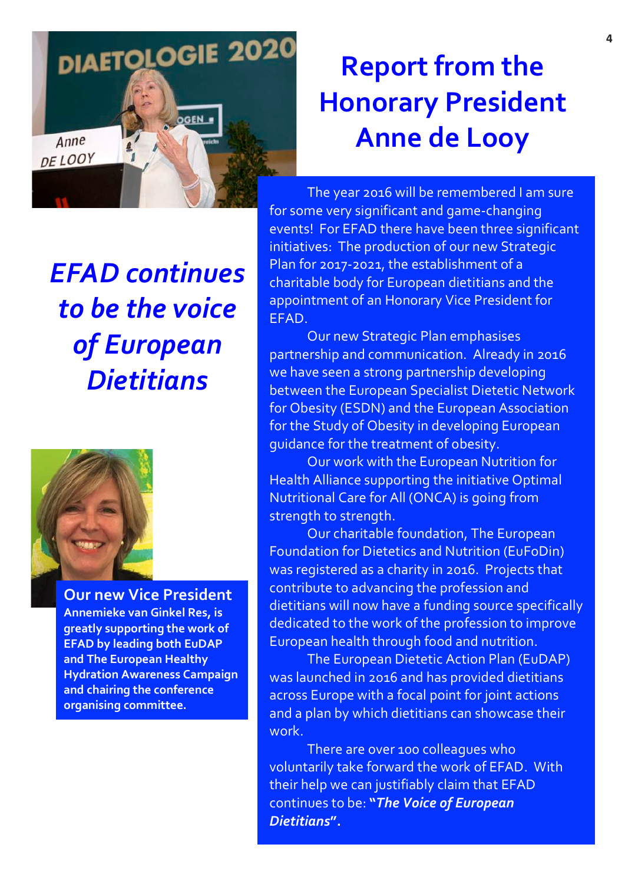# Report from the Honorary President Anne de Looy

The year 2016 will be remembered I am sure for some very significant and game-changing events! For EFAD there have been three significant initiatives: The production of our new Strategic Plan for 2017-2021, the establishment of a charitable body for European dietitians and the appointment of an Honorary Vice President for EFAD.

Our new Strategic Plan emphasises partnership and communication. Already in 2016 we have seen a strong partnership developing between the European Specialist Dietetic Network for Obesity (ESDN) and the European Association for the Study of Obesity in developing European guidance for the treatment of obesity.

Our work with the European Nutrition for Health Alliance supporting the initiative Optimal Nutritional Care for All (ONCA) is going from strength to strength.

Our charitable foundation, The European Foundation for Dietetics and Nutrition (EuFoDin) was registered as a charity in 2016. Projects that contribute to advancing the profession and dietitians will now have a funding source specifically dedicated to the work of the profession to improve European health through food and nutrition.

The European Dietetic Action Plan (EuDAP) was launched in 2016 and has provided dietitians across Europe with a focal point for joint actions and a plan by which dietitians can showcase their work.

There are over 100 colleagues who voluntarily take forward the work of EFAD. With their help we can justifiably claim that EFAD continues to be: **"*The Voice of European Dietitians*".**

## *EFAD continues to be the voice of European Dietitians*

**Our new Vice President**

**Annemieke van Ginkel Res, is greatly supporting the work of EFAD by leading both EuDAP and The European Healthy Hydration Awareness Campaign and chairing the conference organising committee.**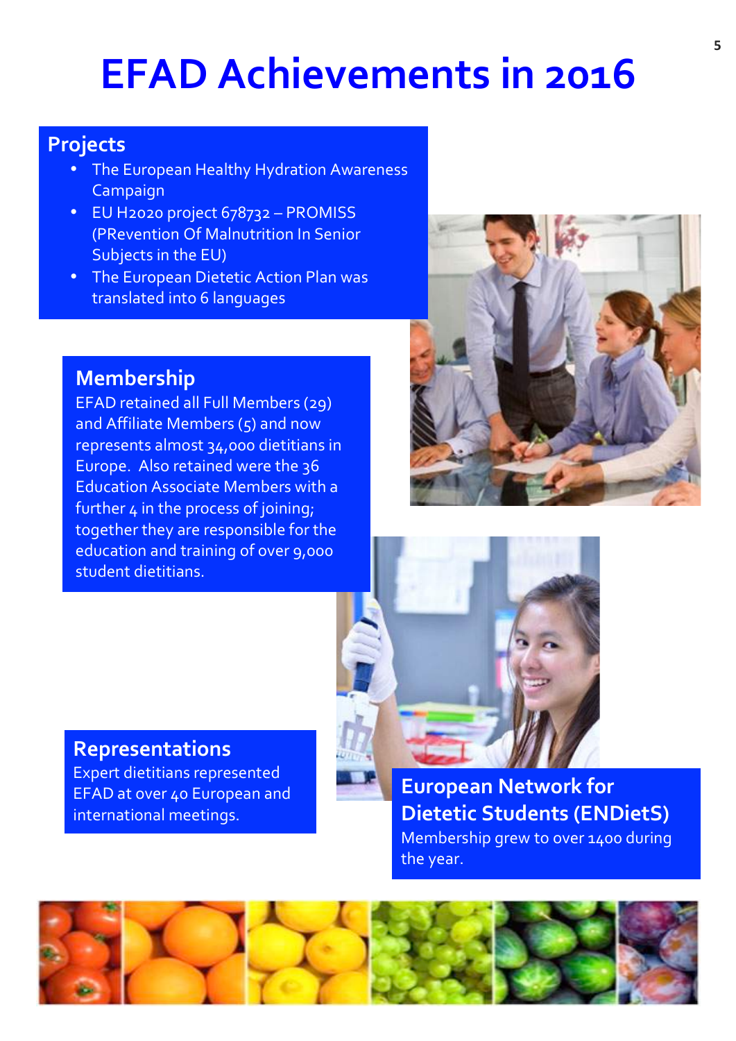# EFAD Achievements in 2016

## Projects

- The European Healthy Hydration Awareness Campaign
- EU H2020 project 678732 – PROMISS (PRevention Of Malnutrition In Senior Subjects in the EU)
- The European Dietetic Action Plan was translated into 6 languages

## Membership

EFAD retained all Full Members (29) and Affiliate Members (5) and now represents almost 34,000 dietitians in Europe. Also retained were the 36 Education Associate Members with a further 4 in the process of joining; together they are responsible for the education and training of over 9,000 student dietitians.

## Representations

Expert dietitians represented EFAD at over 40 European and international meetings.

## European Network for Dietetic Students (ENDietS)

Membership grew to over 1400 during the year.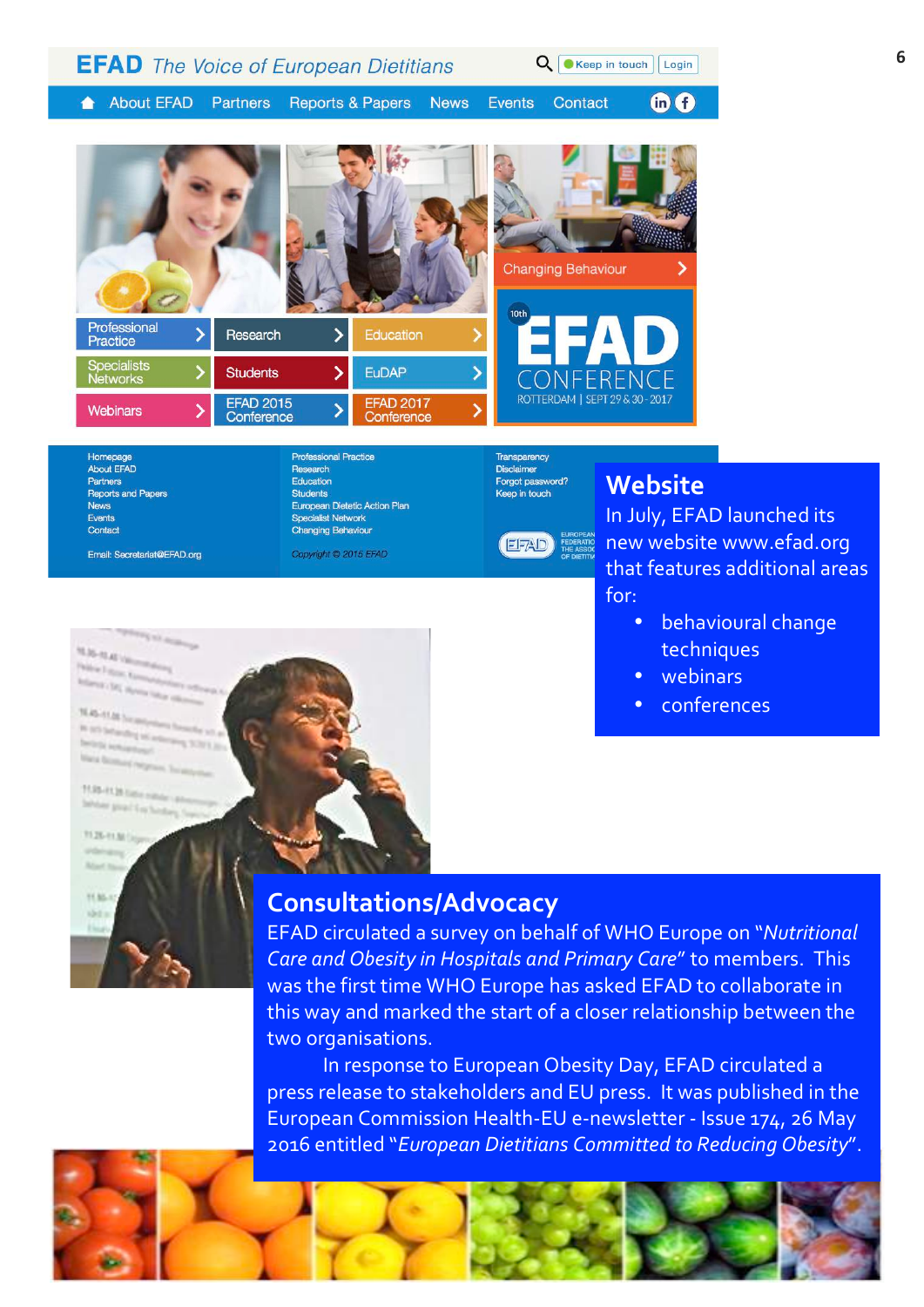## Website

In July, EFAD launched its new website www.efad.org that features additional areas for:

- behavioural change techniques
- webinars
- conferences

## Consultations/Advocacy

EFAD circulated a survey on behalf of WHO Europe on “*Nutritional Care and Obesity in Hospitals and Primary Care*” to members. This was the first time WHO Europe has asked EFAD to collaborate in this way and marked the start of a closer relationship between the two organisations.

In response to European Obesity Day, EFAD circulated a press release to stakeholders and EU press. It was published in the European Commission Health-EU e-newsletter - Issue 174, 26 May 2016 entitled “*European Dietitians Committed to Reducing Obesity*”.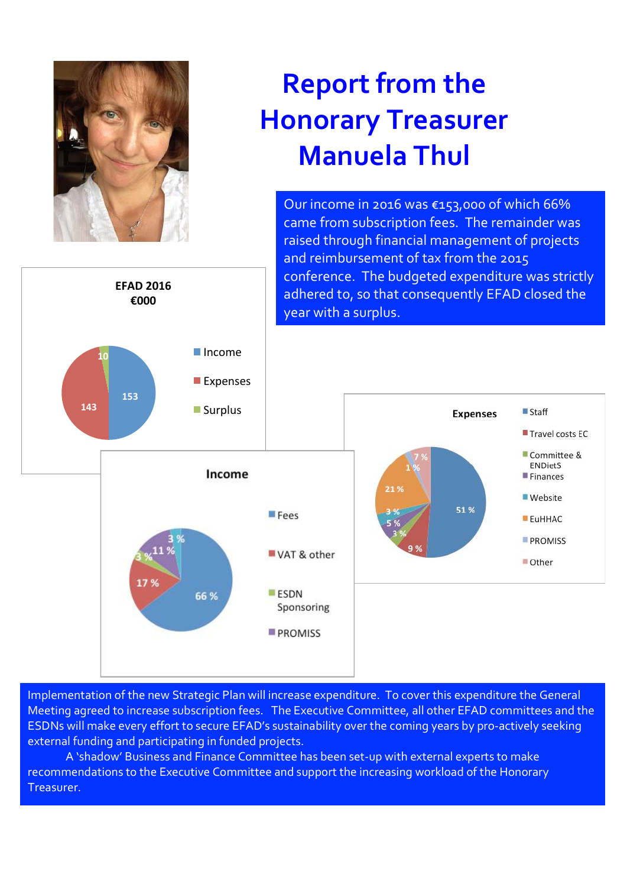# Report from the Honorary Treasurer Manuela Thul

Our income in 2016 was €153,000 of which 66% came from subscription fees. The remainder was raised through financial management of projects and reimbursement of tax from the 2015 conference. The budgeted expenditure was strictly adhered to, so that consequently EFAD closed the year with a surplus.

**EFAD 2016 €000**

| Category | €000 |
| --- | --- |
| Income | 153 |
| Expenses | 143 |
| Surplus | 10 |

**Income**

| Source | % |
| --- | --- |
| Fees | 66 % |
| VAT & other | 17 % |
| ESDN Sponsoring | 3 % |
| PROMISS | 11 % |
| (unlabelled) | 3 % |

**Expenses**

| Category | % |
| --- | --- |
| Staff | 51 % |
| Travel costs EC | 9 % |
| Committee & ENDietS | 3 % |
| Finances | 5 % |
| Website | 3 % |
| EuHHAC | 21 % |
| PROMISS | 1 % |
| Other | 7 % |

Implementation of the new Strategic Plan will increase expenditure. To cover this expenditure the General Meeting agreed to increase subscription fees. The Executive Committee, all other EFAD committees and the ESDNs will make every effort to secure EFAD's sustainability over the coming years by pro-actively seeking external funding and participating in funded projects.

A 'shadow' Business and Finance Committee has been set-up with external experts to make recommendations to the Executive Committee and support the increasing workload of the Honorary Treasurer.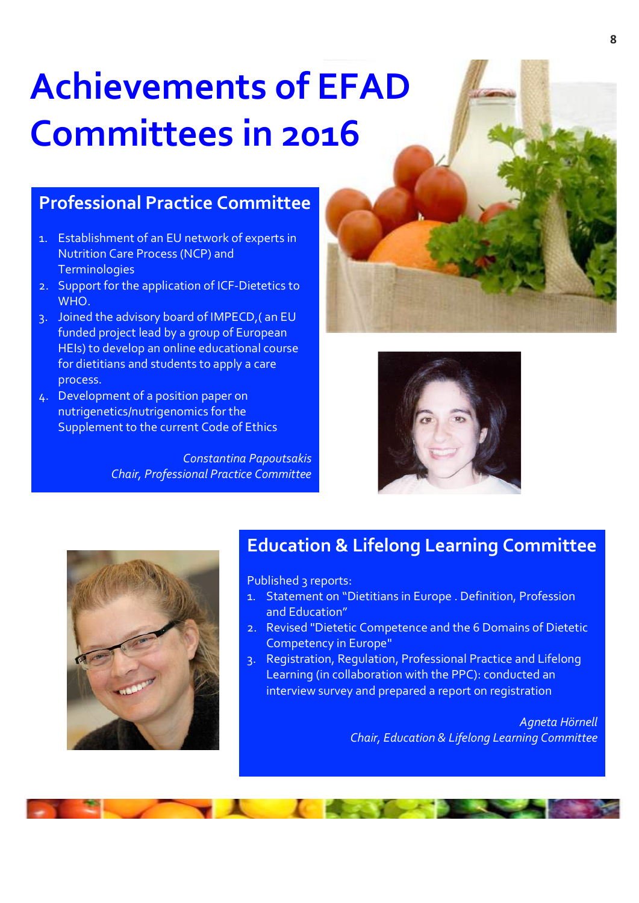# Achievements of EFAD Committees in 2016

## Professional Practice Committee

1. Establishment of an EU network of experts in Nutrition Care Process (NCP) and Terminologies
2. Support for the application of ICF-Dietetics to WHO.
3. Joined the advisory board of IMPECD,( an EU funded project lead by a group of European HEIs) to develop an online educational course for dietitians and students to apply a care process.
4. Development of a position paper on nutrigenetics/nutrigenomics for the Supplement to the current Code of Ethics

*Constantina Papoutsakis*
*Chair, Professional Practice Committee*

## Education & Lifelong Learning Committee

Published 3 reports:

1. Statement on "Dietitians in Europe . Definition, Profession and Education"
2. Revised "Dietetic Competence and the 6 Domains of Dietetic Competency in Europe"
3. Registration, Regulation, Professional Practice and Lifelong Learning (in collaboration with the PPC): conducted an interview survey and prepared a report on registration

*Agneta Hörnell*
*Chair, Education & Lifelong Learning Committee*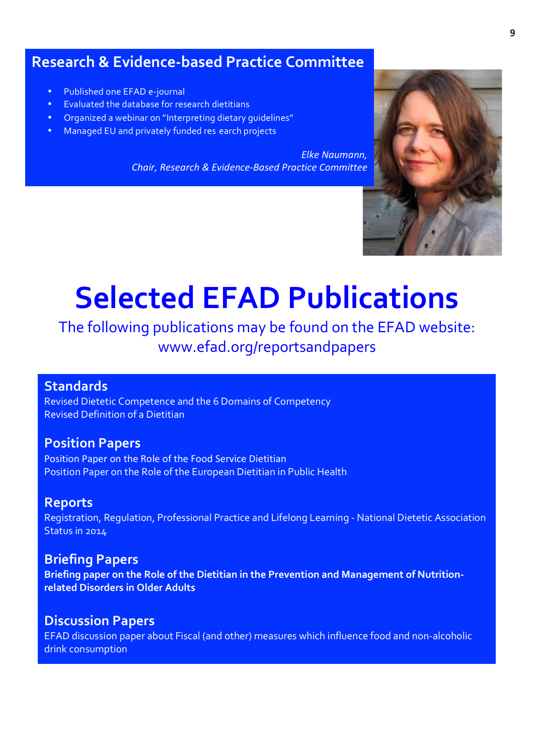## Research & Evidence-based Practice Committee

- Published one EFAD e-journal
- Evaluated the database for research dietitians
- Organized a webinar on "Interpreting dietary guidelines"
- Managed EU and privately funded res earch projects

*Elke Naumann,*
*Chair, Research & Evidence-Based Practice Committee*

# Selected EFAD Publications

The following publications may be found on the EFAD website:
www.efad.org/reportsandpapers

## Standards

Revised Dietetic Competence and the 6 Domains of Competency
Revised Definition of a Dietitian

## Position Papers

Position Paper on the Role of the Food Service Dietitian
Position Paper on the Role of the European Dietitian in Public Health

## Reports

Registration, Regulation, Professional Practice and Lifelong Learning - National Dietetic Association Status in 2014

## Briefing Papers

**Briefing paper on the Role of the Dietitian in the Prevention and Management of Nutrition-related Disorders in Older Adults**

## Discussion Papers

EFAD discussion paper about Fiscal (and other) measures which influence food and non-alcoholic drink consumption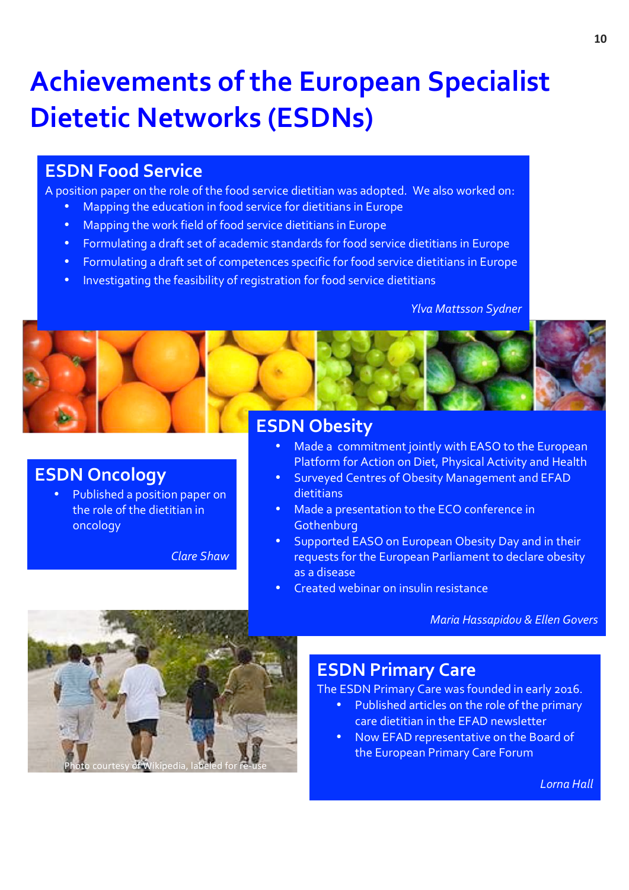# Achievements of the European Specialist Dietetic Networks (ESDNs)

## ESDN Food Service

A position paper on the role of the food service dietitian was adopted. We also worked on:

- Mapping the education in food service for dietitians in Europe
- Mapping the work field of food service dietitians in Europe
- Formulating a draft set of academic standards for food service dietitians in Europe
- Formulating a draft set of competences specific for food service dietitians in Europe
- Investigating the feasibility of registration for food service dietitians

*Ylva Mattsson Sydner*

## ESDN Obesity

- Made a commitment jointly with EASO to the European Platform for Action on Diet, Physical Activity and Health
- Surveyed Centres of Obesity Management and EFAD dietitians
- Made a presentation to the ECO conference in Gothenburg
- Supported EASO on European Obesity Day and in their requests for the European Parliament to declare obesity as a disease
- Created webinar on insulin resistance

*Maria Hassapidou & Ellen Govers*

## ESDN Oncology

- Published a position paper on the role of the dietitian in oncology

*Clare Shaw*

Photo courtesy of Wikipedia, labeled for re-use

## ESDN Primary Care

The ESDN Primary Care was founded in early 2016.

- Published articles on the role of the primary care dietitian in the EFAD newsletter
- Now EFAD representative on the Board of the European Primary Care Forum

*Lorna Hall*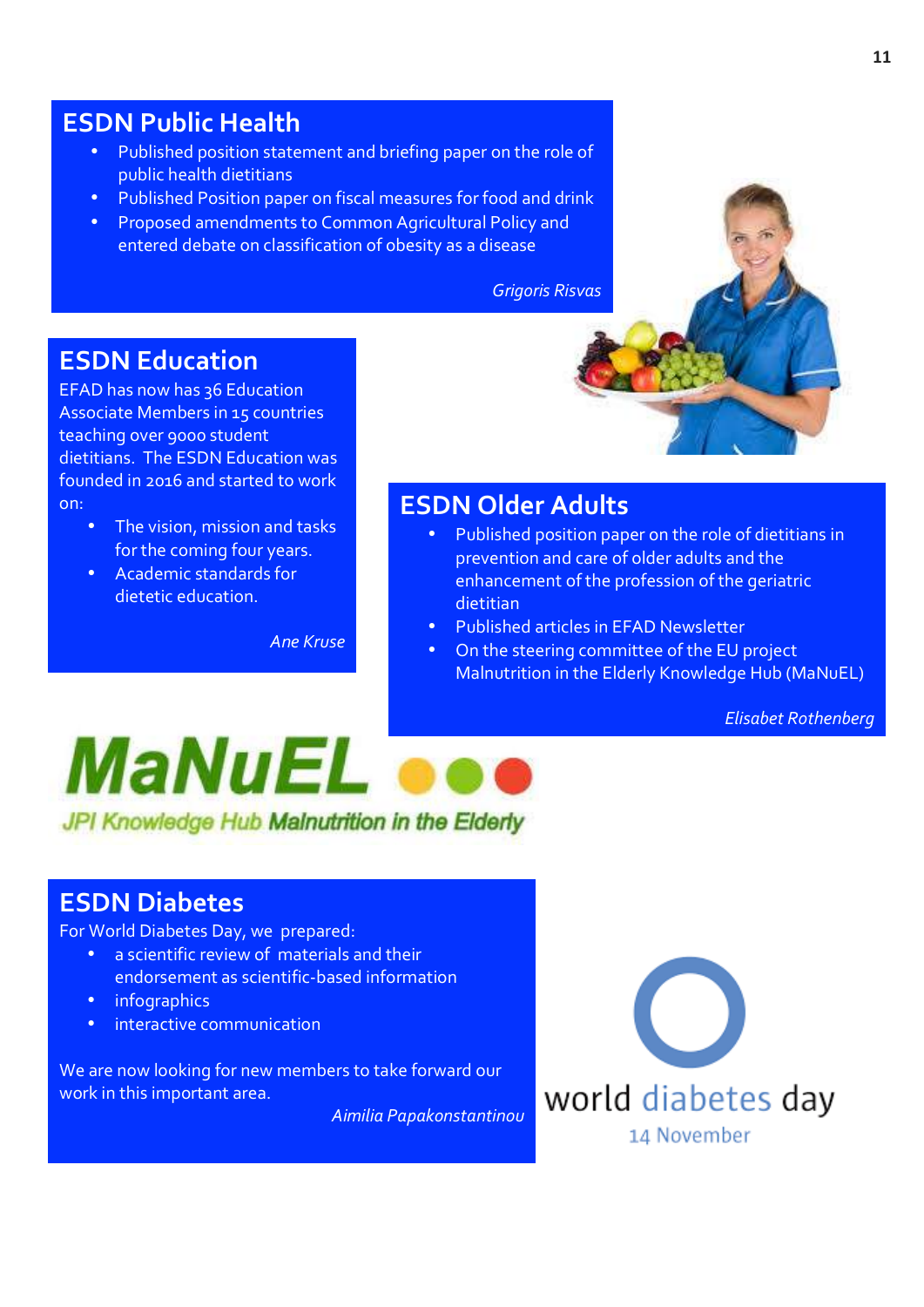## ESDN Public Health

- Published position statement and briefing paper on the role of public health dietitians
- Published Position paper on fiscal measures for food and drink
- Proposed amendments to Common Agricultural Policy and entered debate on classification of obesity as a disease

*Grigoris Risvas*

## ESDN Education

EFAD has now has 36 Education Associate Members in 15 countries teaching over 9000 student dietitians. The ESDN Education was founded in 2016 and started to work on:

- The vision, mission and tasks for the coming four years.
- Academic standards for dietetic education.

*Ane Kruse*

## ESDN Older Adults

- Published position paper on the role of dietitians in prevention and care of older adults and the enhancement of the profession of the geriatric dietitian
- Published articles in EFAD Newsletter
- On the steering committee of the EU project Malnutrition in the Elderly Knowledge Hub (MaNuEL)

*Elisabet Rothenberg*

MaNuEL
JPI Knowledge Hub Malnutrition in the Elderly

## ESDN Diabetes

For World Diabetes Day, we prepared:

- a scientific review of materials and their endorsement as scientific-based information
- infographics
- interactive communication

We are now looking for new members to take forward our work in this important area.

*Aimilia Papakonstantinou*

world diabetes day
14 November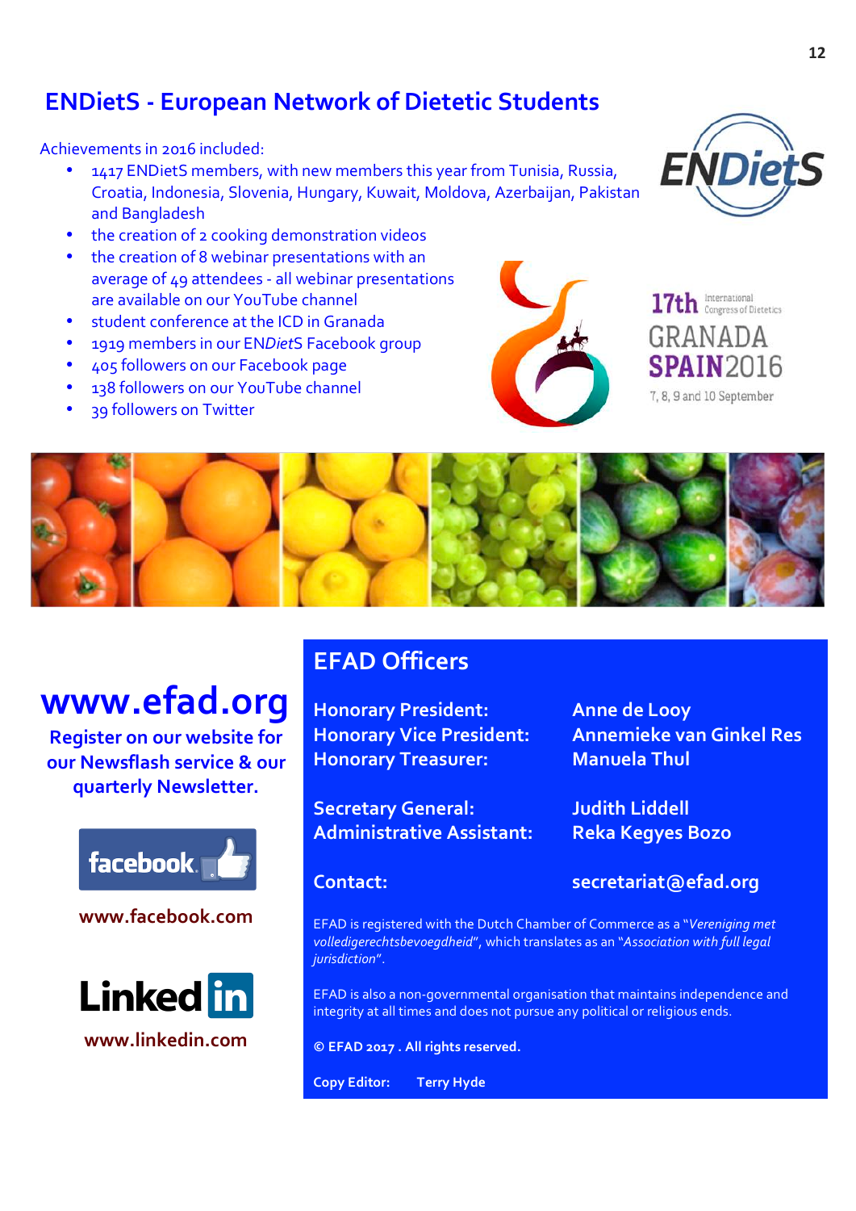## ENDietS - European Network of Dietetic Students

Achievements in 2016 included:

- 1417 ENDietS members, with new members this year from Tunisia, Russia, Croatia, Indonesia, Slovenia, Hungary, Kuwait, Moldova, Azerbaijan, Pakistan and Bangladesh
- the creation of 2 cooking demonstration videos
- the creation of 8 webinar presentations with an average of 49 attendees - all webinar presentations are available on our YouTube channel
- student conference at the ICD in Granada
- 1919 members in our EN*Diet*S Facebook group
- 405 followers on our Facebook page
- 138 followers on our YouTube channel
- 39 followers on Twitter

ENDietS

17th International Congress of Dietetics
GRANADA
SPAIN2016
7, 8, 9 and 10 September

# www.efad.org

**Register on our website for our Newsflash service & our quarterly Newsletter.**

facebook

**www.facebook.com**

LinkedIn

**www.linkedin.com**

## EFAD Officers

| | |
|---|---|
| **Honorary President:** | **Anne de Looy** |
| **Honorary Vice President:** | **Annemieke van Ginkel Res** |
| **Honorary Treasurer:** | **Manuela Thul** |
| **Secretary General:** | **Judith Liddell** |
| **Administrative Assistant:** | **Reka Kegyes Bozo** |
| **Contact:** | **secretariat@efad.org** |

EFAD is registered with the Dutch Chamber of Commerce as a "*Vereniging met volledigerechtsbevoegdheid*", which translates as an "*Association with full legal jurisdiction*".

EFAD is also a non-governmental organisation that maintains independence and integrity at all times and does not pursue any political or religious ends.

**© EFAD 2017 . All rights reserved.**

**Copy Editor: Terry Hyde**